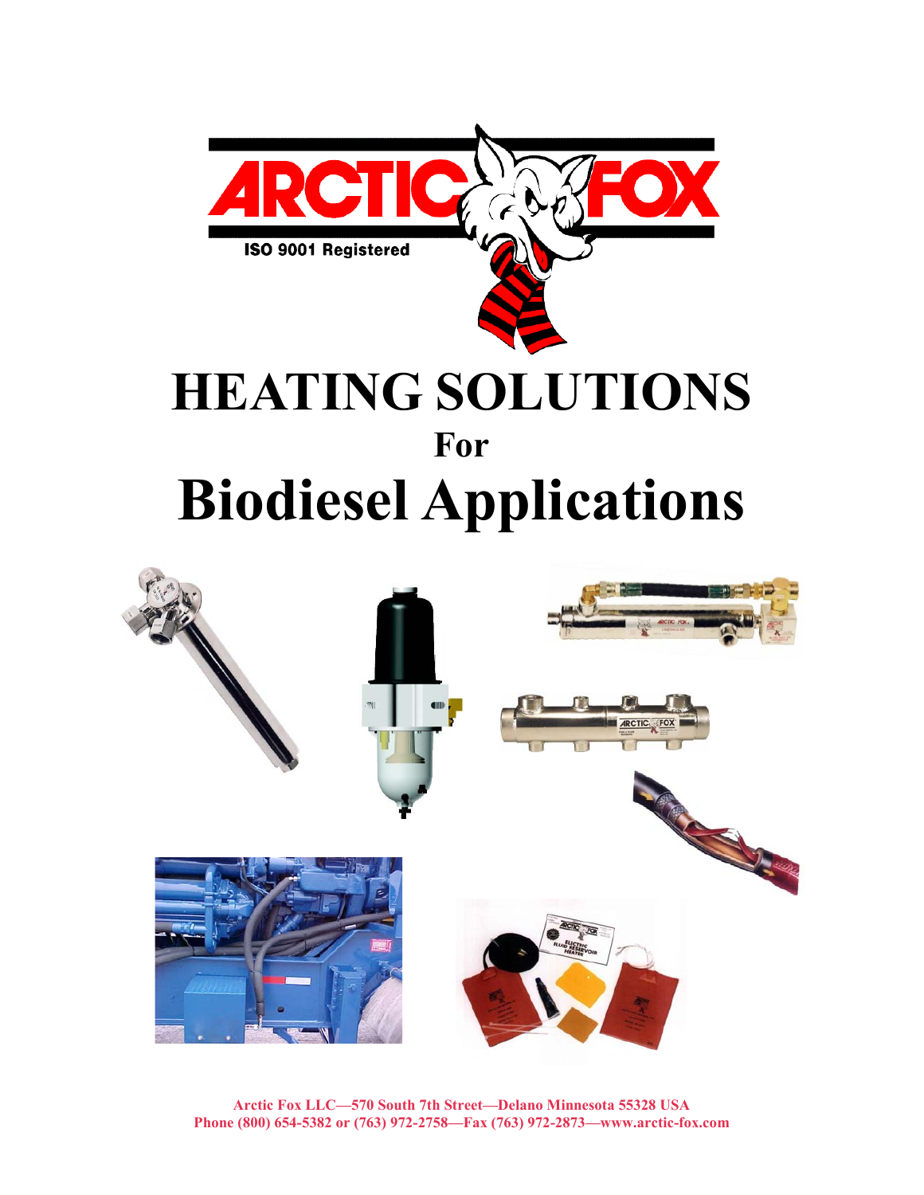ARCTIC FOX

ISO 9001 Registered

# HEATING SOLUTIONS

## For

# Biodiesel Applications

**Arctic Fox LLC—570 South 7th Street—Delano Minnesota 55328 USA**
**Phone (800) 654-5382 or (763) 972-2758—Fax (763) 972-2873—www.arctic-fox.com**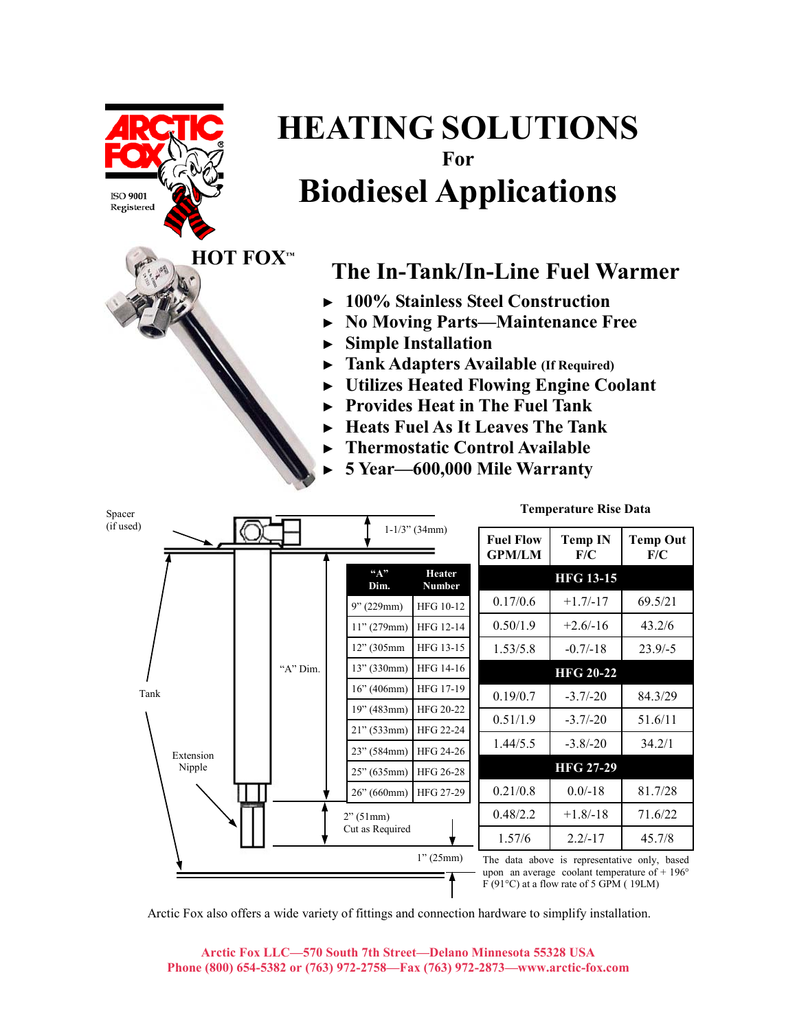ISO 9001 Registered

# HEATING SOLUTIONS

**For**

# Biodiesel Applications

**HOT FOX™**

## The In-Tank/In-Line Fuel Warmer

- **100% Stainless Steel Construction**
- **No Moving Parts—Maintenance Free**
- **Simple Installation**
- **Tank Adapters Available (If Required)**
- **Utilizes Heated Flowing Engine Coolant**
- **Provides Heat in The Fuel Tank**
- **Heats Fuel As It Leaves The Tank**
- **Thermostatic Control Available**
- **5 Year—600,000 Mile Warranty**

Spacer (if used)

1-1/3" (34mm)

"A" Dim.

Tank

Extension Nipple

2" (51mm) Cut as Required

1" (25mm)

| "A" Dim. | Heater Number |
|---|---|
| 9" (229mm) | HFG 10-12 |
| 11" (279mm) | HFG 12-14 |
| 12" (305mm | HFG 13-15 |
| 13" (330mm) | HFG 14-16 |
| 16" (406mm) | HFG 17-19 |
| 19" (483mm) | HFG 20-22 |
| 21" (533mm) | HFG 22-24 |
| 23" (584mm) | HFG 24-26 |
| 25" (635mm) | HFG 26-28 |
| 26" (660mm) | HFG 27-29 |

**Temperature Rise Data**

| Fuel Flow GPM/LM | Temp IN F/C | Temp Out F/C |
|---|---|---|
| **HFG 13-15** | | |
| 0.17/0.6 | +1.7/-17 | 69.5/21 |
| 0.50/1.9 | +2.6/-16 | 43.2/6 |
| 1.53/5.8 | -0.7/-18 | 23.9/-5 |
| **HFG 20-22** | | |
| 0.19/0.7 | -3.7/-20 | 84.3/29 |
| 0.51/1.9 | -3.7/-20 | 51.6/11 |
| 1.44/5.5 | -3.8/-20 | 34.2/1 |
| **HFG 27-29** | | |
| 0.21/0.8 | 0.0/-18 | 81.7/28 |
| 0.48/2.2 | +1.8/-18 | 71.6/22 |
| 1.57/6 | 2.2/-17 | 45.7/8 |

The data above is representative only, based upon an average coolant temperature of + 196° F (91°C) at a flow rate of 5 GPM ( 19LM)

Arctic Fox also offers a wide variety of fittings and connection hardware to simplify installation.

**Arctic Fox LLC—570 South 7th Street—Delano Minnesota 55328 USA**
**Phone (800) 654-5382 or (763) 972-2758—Fax (763) 972-2873—www.arctic-fox.com**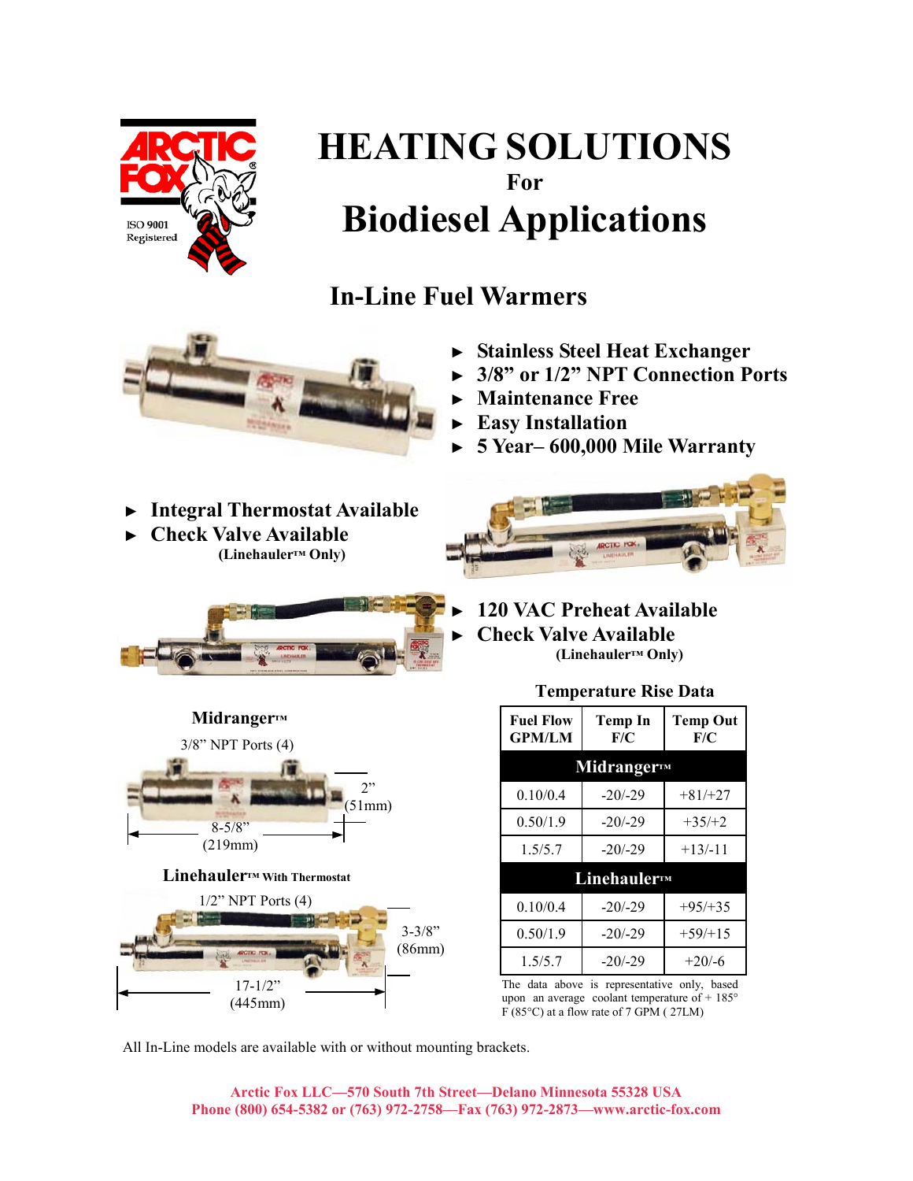ISO 9001 Registered

# HEATING SOLUTIONS

**For**

# Biodiesel Applications

## In-Line Fuel Warmers

- **Stainless Steel Heat Exchanger**
- **3/8" or 1/2" NPT Connection Ports**
- **Maintenance Free**
- **Easy Installation**
- **5 Year– 600,000 Mile Warranty**

- **Integral Thermostat Available**
- **Check Valve Available**
  **(Linehauler™ Only)**

- **120 VAC Preheat Available**
- **Check Valve Available**
  **(Linehauler™ Only)**

**Midranger™**

3/8" NPT Ports (4)

8-5/8" (219mm) × 2" (51mm)

**Linehauler™ With Thermostat**

1/2" NPT Ports (4)

17-1/2" (445mm) × 3-3/8" (86mm)

**Temperature Rise Data**

| Fuel Flow GPM/LM | Temp In F/C | Temp Out F/C |
|---|---|---|
| **Midranger™** | | |
| 0.10/0.4 | -20/-29 | +81/+27 |
| 0.50/1.9 | -20/-29 | +35/+2 |
| 1.5/5.7 | -20/-29 | +13/-11 |
| **Linehauler™** | | |
| 0.10/0.4 | -20/-29 | +95/+35 |
| 0.50/1.9 | -20/-29 | +59/+15 |
| 1.5/5.7 | -20/-29 | +20/-6 |

The data above is representative only, based upon an average coolant temperature of + 185° F (85°C) at a flow rate of 7 GPM ( 27LM)

All In-Line models are available with or without mounting brackets.

**Arctic Fox LLC—570 South 7th Street—Delano Minnesota 55328 USA**
**Phone (800) 654-5382 or (763) 972-2758—Fax (763) 972-2873—www.arctic-fox.com**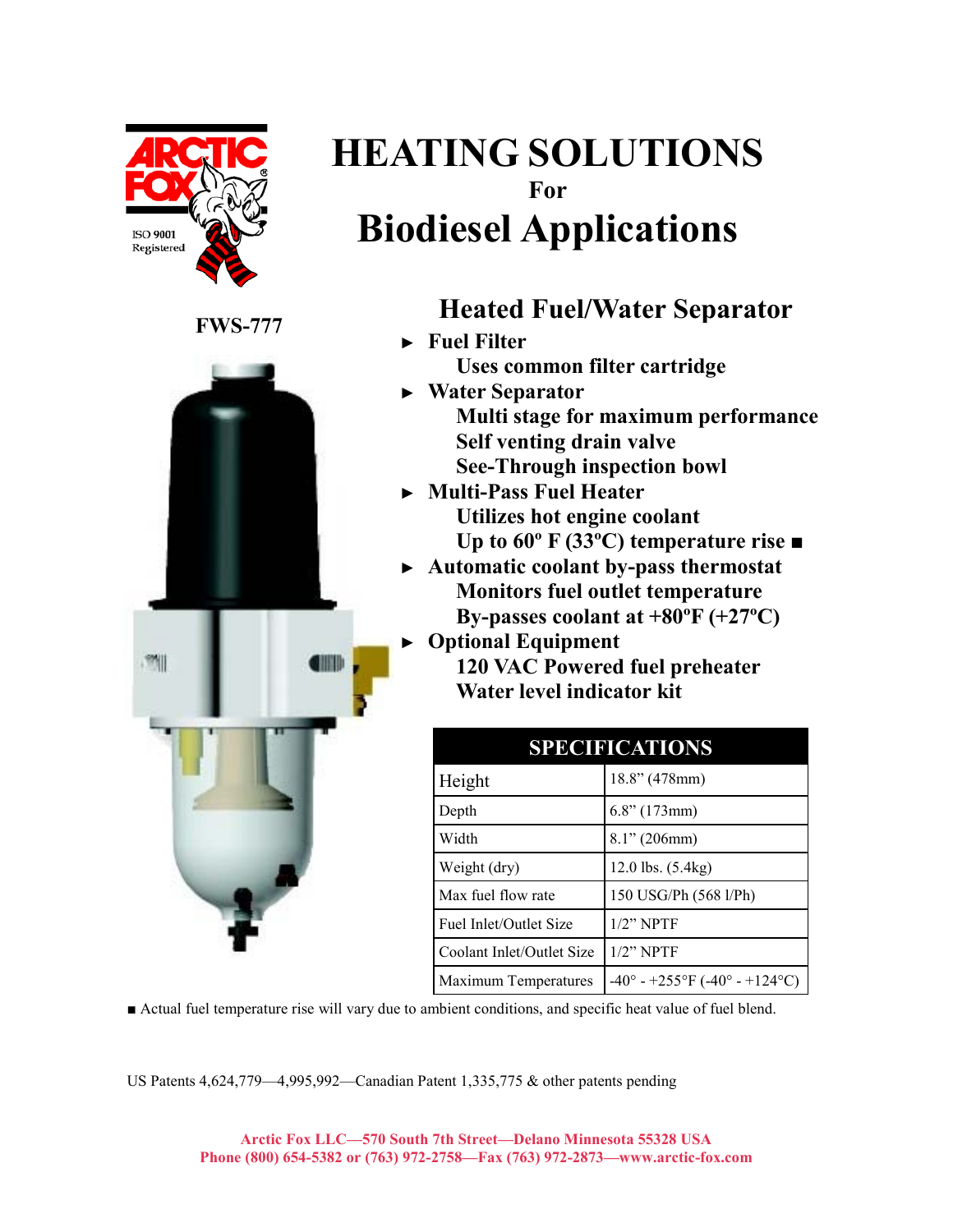ARCTIC FOX

ISO 9001 Registered

# HEATING SOLUTIONS
For
# Biodiesel Applications

**FWS-777**

## Heated Fuel/Water Separator

- **Fuel Filter**
  - **Uses common filter cartridge**
- **Water Separator**
  - **Multi stage for maximum performance**
  - **Self venting drain valve**
  - **See-Through inspection bowl**
- **Multi-Pass Fuel Heater**
  - **Utilizes hot engine coolant**
  - **Up to 60º F (33ºC) temperature rise ■**
- **Automatic coolant by-pass thermostat**
  - **Monitors fuel outlet temperature**
  - **By-passes coolant at +80ºF (+27ºC)**
- **Optional Equipment**
  - **120 VAC Powered fuel preheater**
  - **Water level indicator kit**

| SPECIFICATIONS | |
|---|---|
| Height | 18.8" (478mm) |
| Depth | 6.8" (173mm) |
| Width | 8.1" (206mm) |
| Weight (dry) | 12.0 lbs. (5.4kg) |
| Max fuel flow rate | 150 USG/Ph (568 l/Ph) |
| Fuel Inlet/Outlet Size | 1/2" NPTF |
| Coolant Inlet/Outlet Size | 1/2" NPTF |
| Maximum Temperatures | -40° - +255°F (-40° - +124°C) |

■ Actual fuel temperature rise will vary due to ambient conditions, and specific heat value of fuel blend.

US Patents 4,624,779—4,995,992—Canadian Patent 1,335,775 & other patents pending

**Arctic Fox LLC—570 South 7th Street—Delano Minnesota 55328 USA**
**Phone (800) 654-5382 or (763) 972-2758—Fax (763) 972-2873—www.arctic-fox.com**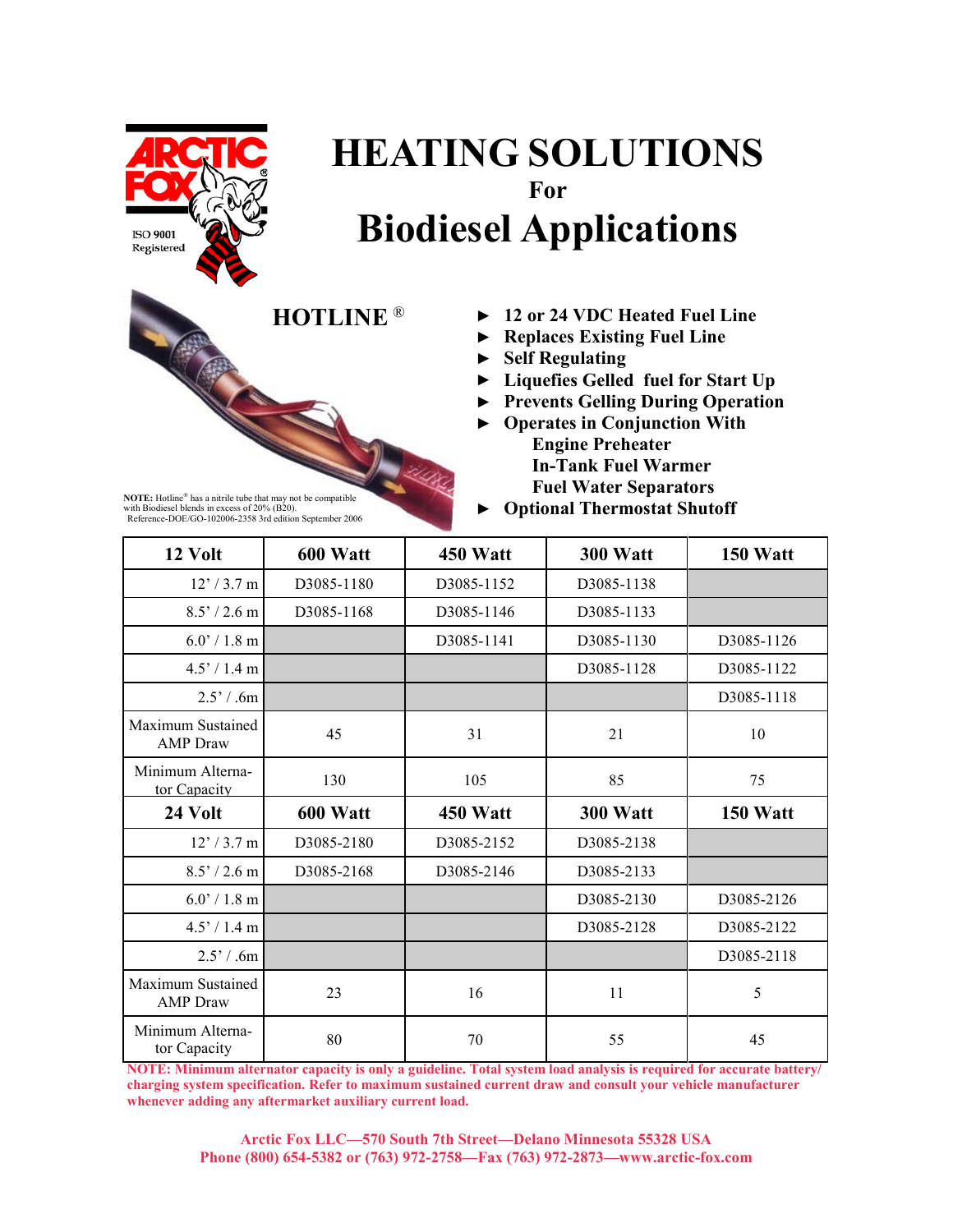# HEATING SOLUTIONS

For

# Biodiesel Applications

ARCTIC FOX®

ISO 9001 Registered

## HOTLINE ®

- 12 or 24 VDC Heated Fuel Line
- Replaces Existing Fuel Line
- Self Regulating
- Liquefies Gelled fuel for Start Up
- Prevents Gelling During Operation
- Operates in Conjunction With
  - Engine Preheater
  - In-Tank Fuel Warmer
  - Fuel Water Separators
- Optional Thermostat Shutoff

**NOTE:** Hotline® has a nitrile tube that may not be compatible with Biodiesel blends in excess of 20% (B20). Reference-DOE/GO-102006-2358 3rd edition September 2006

| 12 Volt | 600 Watt | 450 Watt | 300 Watt | 150 Watt |
|---|---|---|---|---|
| 12' / 3.7 m | D3085-1180 | D3085-1152 | D3085-1138 | |
| 8.5' / 2.6 m | D3085-1168 | D3085-1146 | D3085-1133 | |
| 6.0' / 1.8 m | | D3085-1141 | D3085-1130 | D3085-1126 |
| 4.5' / 1.4 m | | | D3085-1128 | D3085-1122 |
| 2.5' / .6m | | | | D3085-1118 |
| Maximum Sustained AMP Draw | 45 | 31 | 21 | 10 |
| Minimum Alternator Capacity | 130 | 105 | 85 | 75 |
| **24 Volt** | **600 Watt** | **450 Watt** | **300 Watt** | **150 Watt** |
| 12' / 3.7 m | D3085-2180 | D3085-2152 | D3085-2138 | |
| 8.5' / 2.6 m | D3085-2168 | D3085-2146 | D3085-2133 | |
| 6.0' / 1.8 m | | | D3085-2130 | D3085-2126 |
| 4.5' / 1.4 m | | | D3085-2128 | D3085-2122 |
| 2.5' / .6m | | | | D3085-2118 |
| Maximum Sustained AMP Draw | 23 | 16 | 11 | 5 |
| Minimum Alternator Capacity | 80 | 70 | 55 | 45 |

**NOTE: Minimum alternator capacity is only a guideline. Total system load analysis is required for accurate battery/charging system specification. Refer to maximum sustained current draw and consult your vehicle manufacturer whenever adding any aftermarket auxiliary current load.**

**Arctic Fox LLC—570 South 7th Street—Delano Minnesota 55328 USA**
**Phone (800) 654-5382 or (763) 972-2758—Fax (763) 972-2873—www.arctic-fox.com**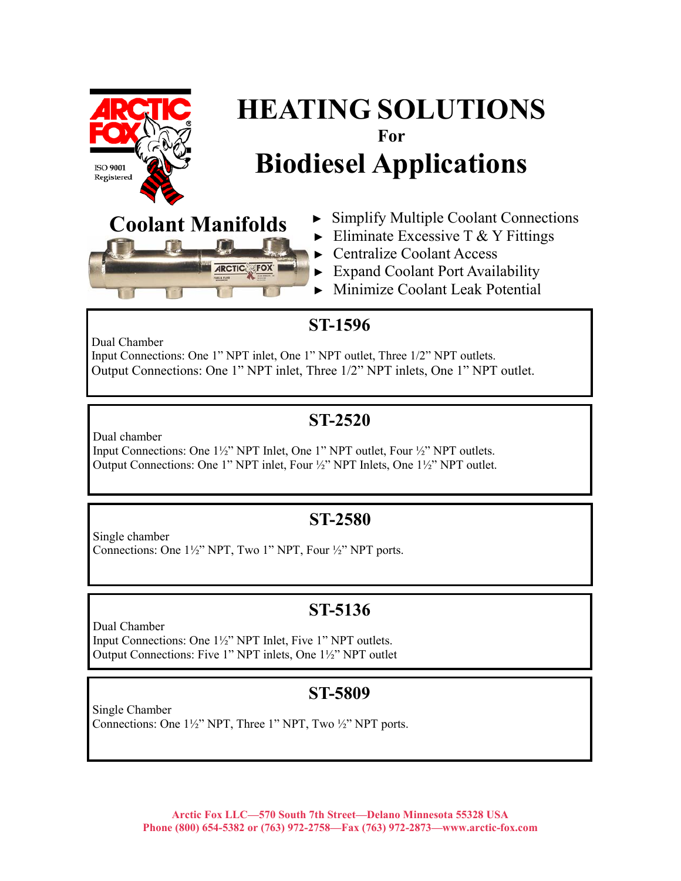ARCTIC FOX®

ISO 9001 Registered

# HEATING SOLUTIONS

**For**

# Biodiesel Applications

## Coolant Manifolds

- Simplify Multiple Coolant Connections
- Eliminate Excessive T & Y Fittings
- Centralize Coolant Access
- Expand Coolant Port Availability
- Minimize Coolant Leak Potential

### ST-1596

Dual Chamber
Input Connections: One 1” NPT inlet, One 1” NPT outlet, Three 1/2” NPT outlets.
Output Connections: One 1” NPT inlet, Three 1/2” NPT inlets, One 1” NPT outlet.

### ST-2520

Dual chamber
Input Connections: One 1½” NPT Inlet, One 1” NPT outlet, Four ½” NPT outlets.
Output Connections: One 1” NPT inlet, Four ½” NPT Inlets, One 1½” NPT outlet.

### ST-2580

Single chamber
Connections: One 1½” NPT, Two 1” NPT, Four ½” NPT ports.

### ST-5136

Dual Chamber
Input Connections: One 1½” NPT Inlet, Five 1” NPT outlets.
Output Connections: Five 1” NPT inlets, One 1½” NPT outlet

### ST-5809

Single Chamber
Connections: One 1½” NPT, Three 1” NPT, Two ½” NPT ports.

**Arctic Fox LLC—570 South 7th Street—Delano Minnesota 55328 USA**
**Phone (800) 654-5382 or (763) 972-2758—Fax (763) 972-2873—www.arctic-fox.com**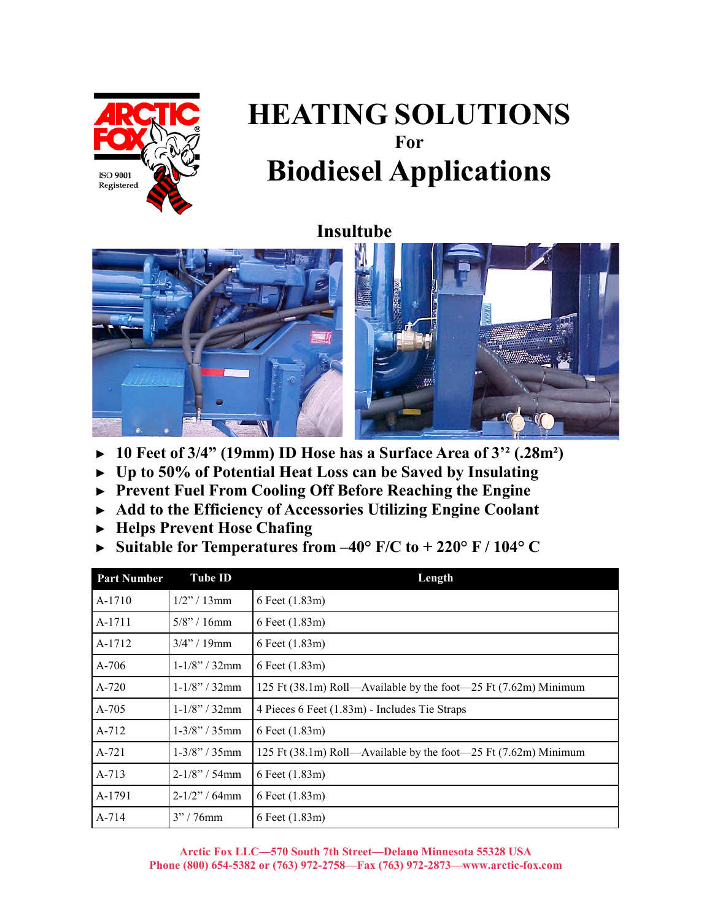# HEATING SOLUTIONS

**For**

# Biodiesel Applications

## Insultube

- **10 Feet of 3/4" (19mm) ID Hose has a Surface Area of 3'² (.28m²)**
- **Up to 50% of Potential Heat Loss can be Saved by Insulating**
- **Prevent Fuel From Cooling Off Before Reaching the Engine**
- **Add to the Efficiency of Accessories Utilizing Engine Coolant**
- **Helps Prevent Hose Chafing**
- **Suitable for Temperatures from –40° F/C to + 220° F / 104° C**

| Part Number | Tube ID | Length |
|---|---|---|
| A-1710 | 1/2" / 13mm | 6 Feet (1.83m) |
| A-1711 | 5/8" / 16mm | 6 Feet (1.83m) |
| A-1712 | 3/4" / 19mm | 6 Feet (1.83m) |
| A-706 | 1-1/8" / 32mm | 6 Feet (1.83m) |
| A-720 | 1-1/8" / 32mm | 125 Ft (38.1m) Roll—Available by the foot—25 Ft (7.62m) Minimum |
| A-705 | 1-1/8" / 32mm | 4 Pieces 6 Feet (1.83m) - Includes Tie Straps |
| A-712 | 1-3/8" / 35mm | 6 Feet (1.83m) |
| A-721 | 1-3/8" / 35mm | 125 Ft (38.1m) Roll—Available by the foot—25 Ft (7.62m) Minimum |
| A-713 | 2-1/8" / 54mm | 6 Feet (1.83m) |
| A-1791 | 2-1/2" / 64mm | 6 Feet (1.83m) |
| A-714 | 3" / 76mm | 6 Feet (1.83m) |

**Arctic Fox LLC—570 South 7th Street—Delano Minnesota 55328 USA**
**Phone (800) 654-5382 or (763) 972-2758—Fax (763) 972-2873—www.arctic-fox.com**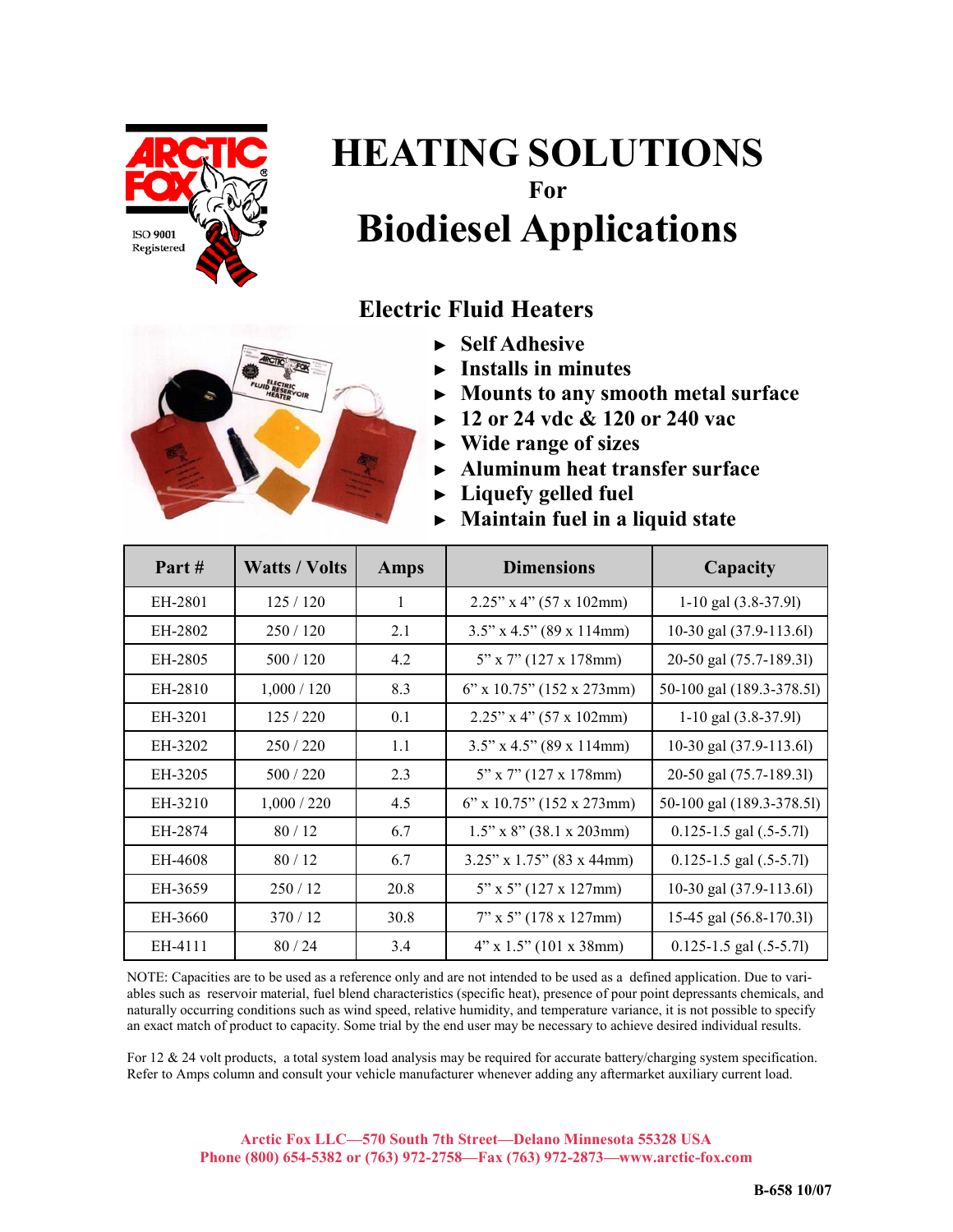# HEATING SOLUTIONS

**For**

# Biodiesel Applications

## Electric Fluid Heaters

- ► Self Adhesive
- ► Installs in minutes
- ► Mounts to any smooth metal surface
- ► 12 or 24 vdc & 120 or 240 vac
- ► Wide range of sizes
- ► Aluminum heat transfer surface
- ► Liquefy gelled fuel
- ► Maintain fuel in a liquid state

| Part # | Watts / Volts | Amps | Dimensions | Capacity |
|---|---|---|---|---|
| EH-2801 | 125 / 120 | 1 | 2.25" x 4" (57 x 102mm) | 1-10 gal (3.8-37.9l) |
| EH-2802 | 250 / 120 | 2.1 | 3.5" x 4.5" (89 x 114mm) | 10-30 gal (37.9-113.6l) |
| EH-2805 | 500 / 120 | 4.2 | 5" x 7" (127 x 178mm) | 20-50 gal (75.7-189.3l) |
| EH-2810 | 1,000 / 120 | 8.3 | 6" x 10.75" (152 x 273mm) | 50-100 gal (189.3-378.5l) |
| EH-3201 | 125 / 220 | 0.1 | 2.25" x 4" (57 x 102mm) | 1-10 gal (3.8-37.9l) |
| EH-3202 | 250 / 220 | 1.1 | 3.5" x 4.5" (89 x 114mm) | 10-30 gal (37.9-113.6l) |
| EH-3205 | 500 / 220 | 2.3 | 5" x 7" (127 x 178mm) | 20-50 gal (75.7-189.3l) |
| EH-3210 | 1,000 / 220 | 4.5 | 6" x 10.75" (152 x 273mm) | 50-100 gal (189.3-378.5l) |
| EH-2874 | 80 / 12 | 6.7 | 1.5" x 8" (38.1 x 203mm) | 0.125-1.5 gal (.5-5.7l) |
| EH-4608 | 80 / 12 | 6.7 | 3.25" x 1.75" (83 x 44mm) | 0.125-1.5 gal (.5-5.7l) |
| EH-3659 | 250 / 12 | 20.8 | 5" x 5" (127 x 127mm) | 10-30 gal (37.9-113.6l) |
| EH-3660 | 370 / 12 | 30.8 | 7" x 5" (178 x 127mm) | 15-45 gal (56.8-170.3l) |
| EH-4111 | 80 / 24 | 3.4 | 4" x 1.5" (101 x 38mm) | 0.125-1.5 gal (.5-5.7l) |

NOTE: Capacities are to be used as a reference only and are not intended to be used as a defined application. Due to variables such as reservoir material, fuel blend characteristics (specific heat), presence of pour point depressants chemicals, and naturally occurring conditions such as wind speed, relative humidity, and temperature variance, it is not possible to specify an exact match of product to capacity. Some trial by the end user may be necessary to achieve desired individual results.

For 12 & 24 volt products, a total system load analysis may be required for accurate battery/charging system specification. Refer to Amps column and consult your vehicle manufacturer whenever adding any aftermarket auxiliary current load.

**Arctic Fox LLC—570 South 7th Street—Delano Minnesota 55328 USA**
**Phone (800) 654-5382 or (763) 972-2758—Fax (763) 972-2873—www.arctic-fox.com**

**B-658 10/07**